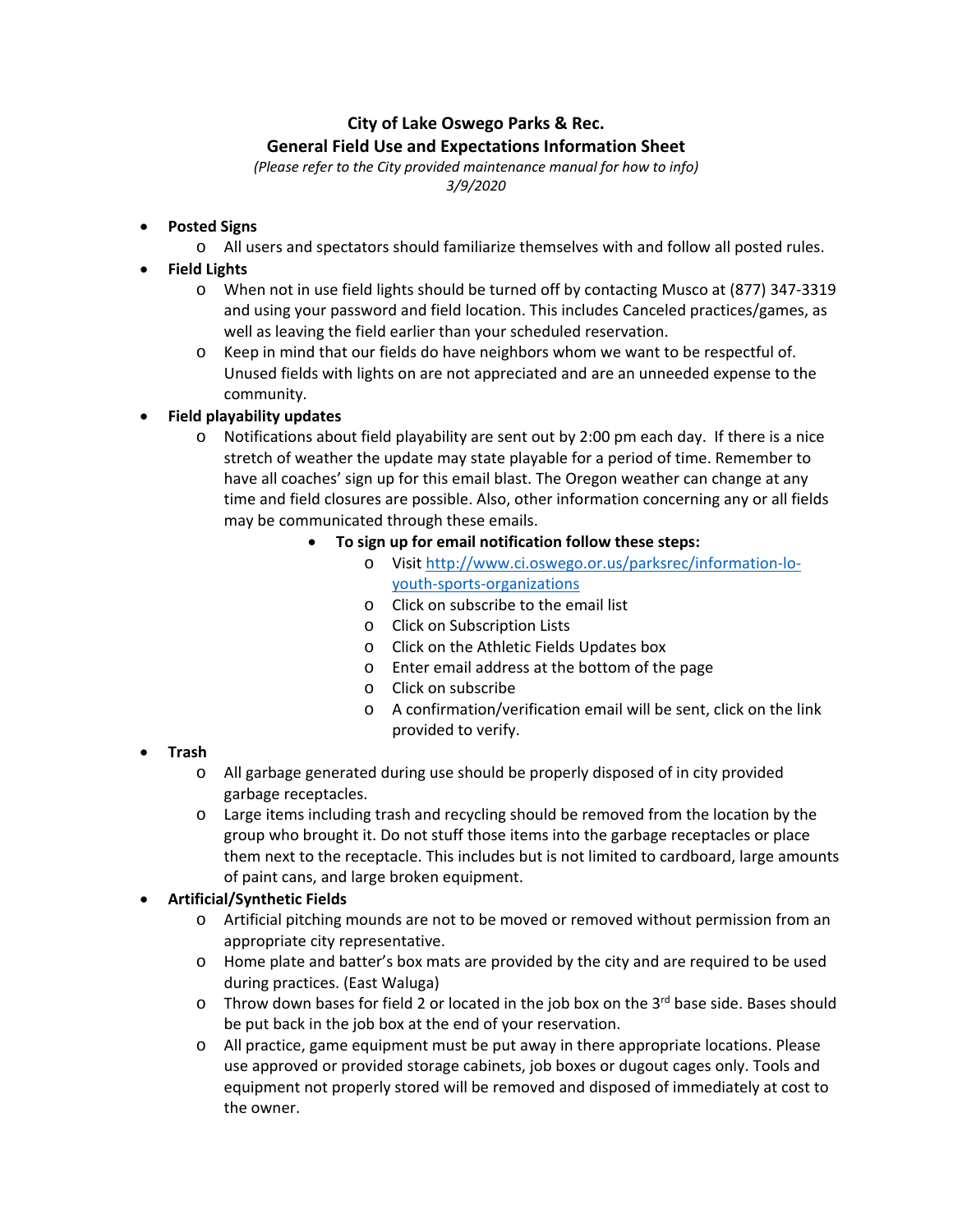**City of Lake Oswego Parks & Rec.**
**General Field Use and Expectations Information Sheet**

*(Please refer to the City provided maintenance manual for how to info)*
*3/9/2020*

- **Posted Signs**
  - All users and spectators should familiarize themselves with and follow all posted rules.
- **Field Lights**
  - When not in use field lights should be turned off by contacting Musco at (877) 347-3319 and using your password and field location. This includes Canceled practices/games, as well as leaving the field earlier than your scheduled reservation.
  - Keep in mind that our fields do have neighbors whom we want to be respectful of. Unused fields with lights on are not appreciated and are an unneeded expense to the community.
- **Field playability updates**
  - Notifications about field playability are sent out by 2:00 pm each day. If there is a nice stretch of weather the update may state playable for a period of time. Remember to have all coaches' sign up for this email blast. The Oregon weather can change at any time and field closures are possible. Also, other information concerning any or all fields may be communicated through these emails.
    - **To sign up for email notification follow these steps:**
      - Visit [http://www.ci.oswego.or.us/parksrec/information-lo-youth-sports-organizations](http://www.ci.oswego.or.us/parksrec/information-lo-youth-sports-organizations)
      - Click on subscribe to the email list
      - Click on Subscription Lists
      - Click on the Athletic Fields Updates box
      - Enter email address at the bottom of the page
      - Click on subscribe
      - A confirmation/verification email will be sent, click on the link provided to verify.
- **Trash**
  - All garbage generated during use should be properly disposed of in city provided garbage receptacles.
  - Large items including trash and recycling should be removed from the location by the group who brought it. Do not stuff those items into the garbage receptacles or place them next to the receptacle. This includes but is not limited to cardboard, large amounts of paint cans, and large broken equipment.
- **Artificial/Synthetic Fields**
  - Artificial pitching mounds are not to be moved or removed without permission from an appropriate city representative.
  - Home plate and batter's box mats are provided by the city and are required to be used during practices. (East Waluga)
  - Throw down bases for field 2 or located in the job box on the 3rd base side. Bases should be put back in the job box at the end of your reservation.
  - All practice, game equipment must be put away in there appropriate locations. Please use approved or provided storage cabinets, job boxes or dugout cages only. Tools and equipment not properly stored will be removed and disposed of immediately at cost to the owner.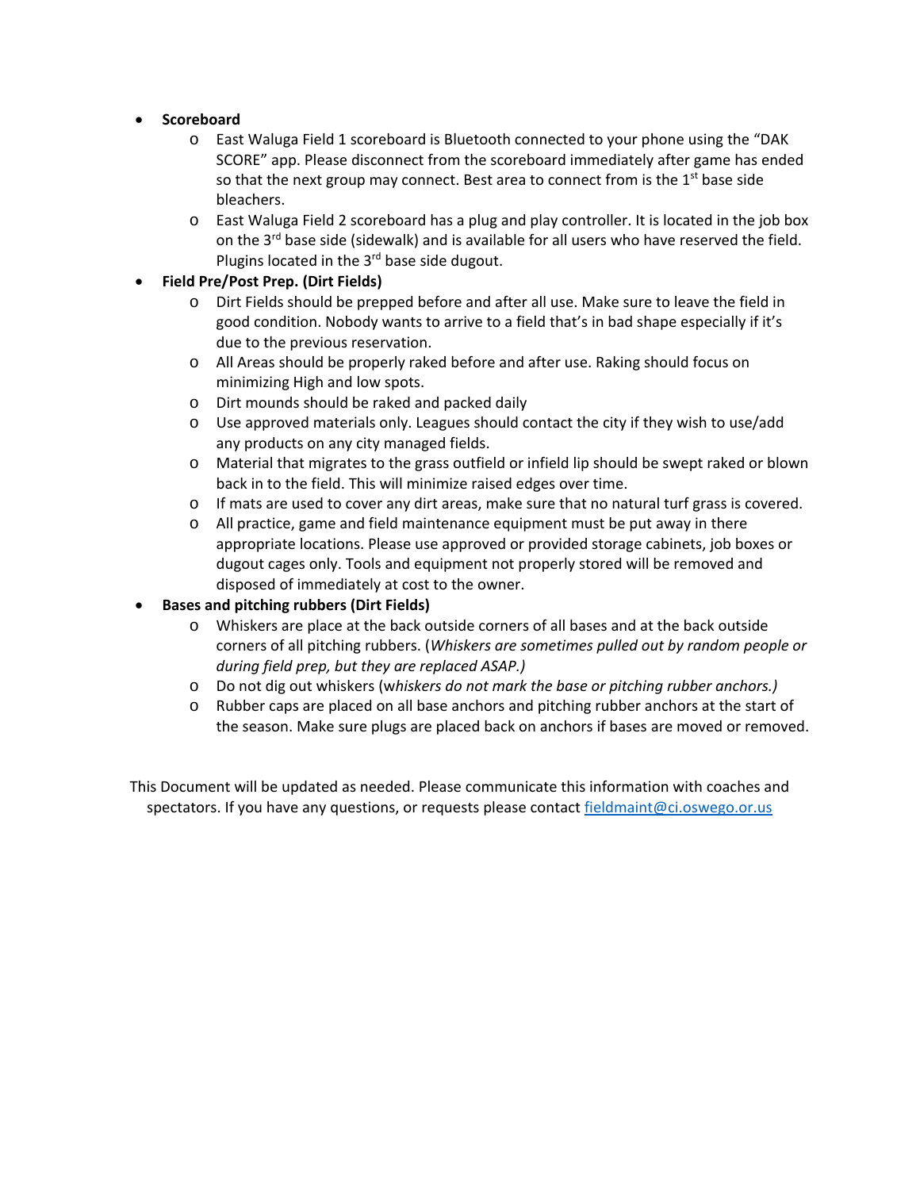- **Scoreboard**
  - East Waluga Field 1 scoreboard is Bluetooth connected to your phone using the "DAK SCORE" app. Please disconnect from the scoreboard immediately after game has ended so that the next group may connect. Best area to connect from is the 1st base side bleachers.
  - East Waluga Field 2 scoreboard has a plug and play controller. It is located in the job box on the 3rd base side (sidewalk) and is available for all users who have reserved the field. Plugins located in the 3rd base side dugout.
- **Field Pre/Post Prep. (Dirt Fields)**
  - Dirt Fields should be prepped before and after all use. Make sure to leave the field in good condition. Nobody wants to arrive to a field that's in bad shape especially if it's due to the previous reservation.
  - All Areas should be properly raked before and after use. Raking should focus on minimizing High and low spots.
  - Dirt mounds should be raked and packed daily
  - Use approved materials only. Leagues should contact the city if they wish to use/add any products on any city managed fields.
  - Material that migrates to the grass outfield or infield lip should be swept raked or blown back in to the field. This will minimize raised edges over time.
  - If mats are used to cover any dirt areas, make sure that no natural turf grass is covered.
  - All practice, game and field maintenance equipment must be put away in there appropriate locations. Please use approved or provided storage cabinets, job boxes or dugout cages only. Tools and equipment not properly stored will be removed and disposed of immediately at cost to the owner.
- **Bases and pitching rubbers (Dirt Fields)**
  - Whiskers are place at the back outside corners of all bases and at the back outside corners of all pitching rubbers. (*Whiskers are sometimes pulled out by random people or during field prep, but they are replaced ASAP.)*
  - Do not dig out whiskers (w*hiskers do not mark the base or pitching rubber anchors.)*
  - Rubber caps are placed on all base anchors and pitching rubber anchors at the start of the season. Make sure plugs are placed back on anchors if bases are moved or removed.

This Document will be updated as needed. Please communicate this information with coaches and spectators. If you have any questions, or requests please contact fieldmaint@ci.oswego.or.us